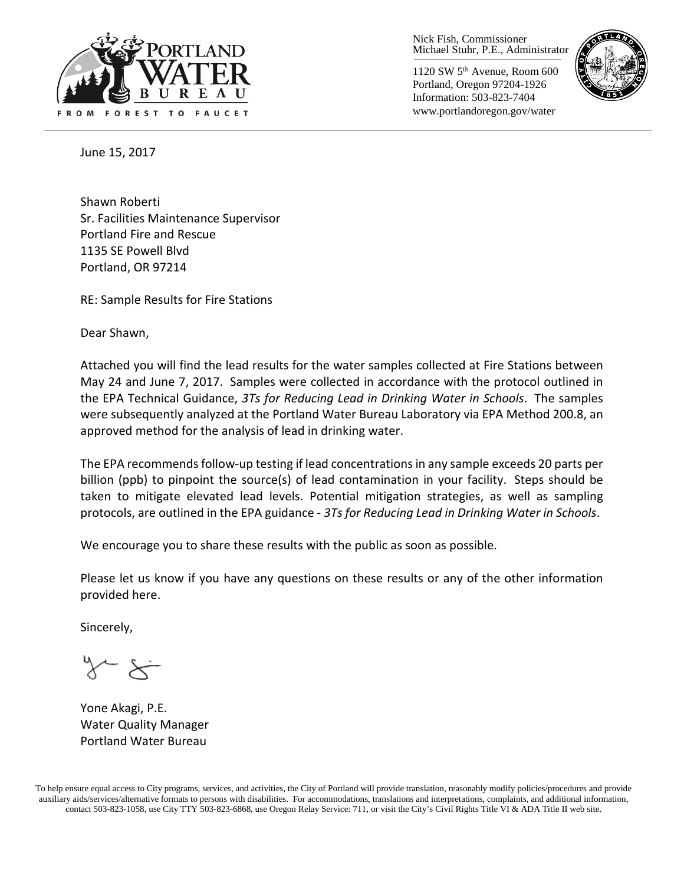PORTLAND WATER BUREAU

FROM FOREST TO FAUCET

Nick Fish, Commissioner
Michael Stuhr, P.E., Administrator

1120 SW 5th Avenue, Room 600
Portland, Oregon 97204-1926
Information: 503-823-7404
www.portlandoregon.gov/water

June 15, 2017

Shawn Roberti
Sr. Facilities Maintenance Supervisor
Portland Fire and Rescue
1135 SE Powell Blvd
Portland, OR 97214

RE: Sample Results for Fire Stations

Dear Shawn,

Attached you will find the lead results for the water samples collected at Fire Stations between May 24 and June 7, 2017. Samples were collected in accordance with the protocol outlined in the EPA Technical Guidance, *3Ts for Reducing Lead in Drinking Water in Schools*. The samples were subsequently analyzed at the Portland Water Bureau Laboratory via EPA Method 200.8, an approved method for the analysis of lead in drinking water.

The EPA recommends follow-up testing if lead concentrations in any sample exceeds 20 parts per billion (ppb) to pinpoint the source(s) of lead contamination in your facility. Steps should be taken to mitigate elevated lead levels. Potential mitigation strategies, as well as sampling protocols, are outlined in the EPA guidance - *3Ts for Reducing Lead in Drinking Water in Schools*.

We encourage you to share these results with the public as soon as possible.

Please let us know if you have any questions on these results or any of the other information provided here.

Sincerely,

Yone Akagi, P.E.
Water Quality Manager
Portland Water Bureau

To help ensure equal access to City programs, services, and activities, the City of Portland will provide translation, reasonably modify policies/procedures and provide auxiliary aids/services/alternative formats to persons with disabilities. For accommodations, translations and interpretations, complaints, and additional information, contact 503-823-1058, use City TTY 503-823-6868, use Oregon Relay Service: 711, or visit the City's Civil Rights Title VI & ADA Title II web site.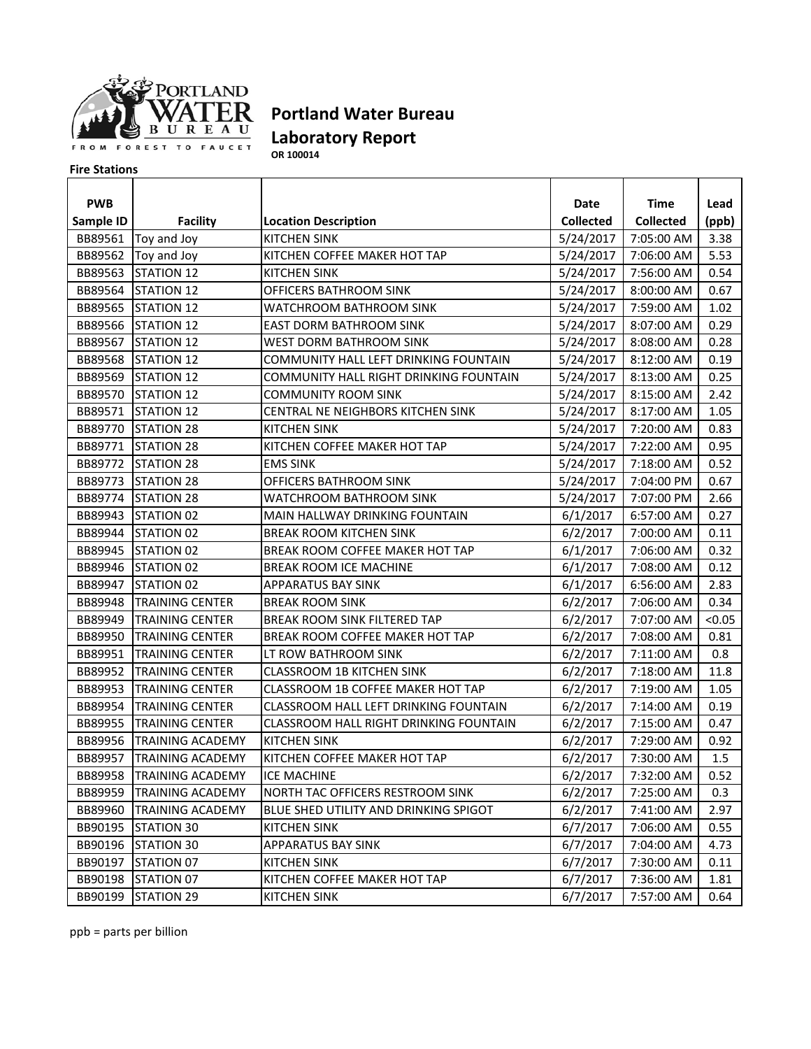# Portland Water Bureau

## Laboratory Report

**OR 100014**

**Fire Stations**

| PWB Sample ID | Facility | Location Description | Date Collected | Time Collected | Lead (ppb) |
|---|---|---|---|---|---|
| BB89561 | Toy and Joy | KITCHEN SINK | 5/24/2017 | 7:05:00 AM | 3.38 |
| BB89562 | Toy and Joy | KITCHEN COFFEE MAKER HOT TAP | 5/24/2017 | 7:06:00 AM | 5.53 |
| BB89563 | STATION 12 | KITCHEN SINK | 5/24/2017 | 7:56:00 AM | 0.54 |
| BB89564 | STATION 12 | OFFICERS BATHROOM SINK | 5/24/2017 | 8:00:00 AM | 0.67 |
| BB89565 | STATION 12 | WATCHROOM BATHROOM SINK | 5/24/2017 | 7:59:00 AM | 1.02 |
| BB89566 | STATION 12 | EAST DORM BATHROOM SINK | 5/24/2017 | 8:07:00 AM | 0.29 |
| BB89567 | STATION 12 | WEST DORM BATHROOM SINK | 5/24/2017 | 8:08:00 AM | 0.28 |
| BB89568 | STATION 12 | COMMUNITY HALL LEFT DRINKING FOUNTAIN | 5/24/2017 | 8:12:00 AM | 0.19 |
| BB89569 | STATION 12 | COMMUNITY HALL RIGHT DRINKING FOUNTAIN | 5/24/2017 | 8:13:00 AM | 0.25 |
| BB89570 | STATION 12 | COMMUNITY ROOM SINK | 5/24/2017 | 8:15:00 AM | 2.42 |
| BB89571 | STATION 12 | CENTRAL NE NEIGHBORS KITCHEN SINK | 5/24/2017 | 8:17:00 AM | 1.05 |
| BB89770 | STATION 28 | KITCHEN SINK | 5/24/2017 | 7:20:00 AM | 0.83 |
| BB89771 | STATION 28 | KITCHEN COFFEE MAKER HOT TAP | 5/24/2017 | 7:22:00 AM | 0.95 |
| BB89772 | STATION 28 | EMS SINK | 5/24/2017 | 7:18:00 AM | 0.52 |
| BB89773 | STATION 28 | OFFICERS BATHROOM SINK | 5/24/2017 | 7:04:00 PM | 0.67 |
| BB89774 | STATION 28 | WATCHROOM BATHROOM SINK | 5/24/2017 | 7:07:00 PM | 2.66 |
| BB89943 | STATION 02 | MAIN HALLWAY DRINKING FOUNTAIN | 6/1/2017 | 6:57:00 AM | 0.27 |
| BB89944 | STATION 02 | BREAK ROOM KITCHEN SINK | 6/2/2017 | 7:00:00 AM | 0.11 |
| BB89945 | STATION 02 | BREAK ROOM COFFEE MAKER HOT TAP | 6/1/2017 | 7:06:00 AM | 0.32 |
| BB89946 | STATION 02 | BREAK ROOM ICE MACHINE | 6/1/2017 | 7:08:00 AM | 0.12 |
| BB89947 | STATION 02 | APPARATUS BAY SINK | 6/1/2017 | 6:56:00 AM | 2.83 |
| BB89948 | TRAINING CENTER | BREAK ROOM SINK | 6/2/2017 | 7:06:00 AM | 0.34 |
| BB89949 | TRAINING CENTER | BREAK ROOM SINK FILTERED TAP | 6/2/2017 | 7:07:00 AM | <0.05 |
| BB89950 | TRAINING CENTER | BREAK ROOM COFFEE MAKER HOT TAP | 6/2/2017 | 7:08:00 AM | 0.81 |
| BB89951 | TRAINING CENTER | LT ROW BATHROOM SINK | 6/2/2017 | 7:11:00 AM | 0.8 |
| BB89952 | TRAINING CENTER | CLASSROOM 1B KITCHEN SINK | 6/2/2017 | 7:18:00 AM | 11.8 |
| BB89953 | TRAINING CENTER | CLASSROOM 1B COFFEE MAKER HOT TAP | 6/2/2017 | 7:19:00 AM | 1.05 |
| BB89954 | TRAINING CENTER | CLASSROOM HALL LEFT DRINKING FOUNTAIN | 6/2/2017 | 7:14:00 AM | 0.19 |
| BB89955 | TRAINING CENTER | CLASSROOM HALL RIGHT DRINKING FOUNTAIN | 6/2/2017 | 7:15:00 AM | 0.47 |
| BB89956 | TRAINING ACADEMY | KITCHEN SINK | 6/2/2017 | 7:29:00 AM | 0.92 |
| BB89957 | TRAINING ACADEMY | KITCHEN COFFEE MAKER HOT TAP | 6/2/2017 | 7:30:00 AM | 1.5 |
| BB89958 | TRAINING ACADEMY | ICE MACHINE | 6/2/2017 | 7:32:00 AM | 0.52 |
| BB89959 | TRAINING ACADEMY | NORTH TAC OFFICERS RESTROOM SINK | 6/2/2017 | 7:25:00 AM | 0.3 |
| BB89960 | TRAINING ACADEMY | BLUE SHED UTILITY AND DRINKING SPIGOT | 6/2/2017 | 7:41:00 AM | 2.97 |
| BB90195 | STATION 30 | KITCHEN SINK | 6/7/2017 | 7:06:00 AM | 0.55 |
| BB90196 | STATION 30 | APPARATUS BAY SINK | 6/7/2017 | 7:04:00 AM | 4.73 |
| BB90197 | STATION 07 | KITCHEN SINK | 6/7/2017 | 7:30:00 AM | 0.11 |
| BB90198 | STATION 07 | KITCHEN COFFEE MAKER HOT TAP | 6/7/2017 | 7:36:00 AM | 1.81 |
| BB90199 | STATION 29 | KITCHEN SINK | 6/7/2017 | 7:57:00 AM | 0.64 |

ppb = parts per billion